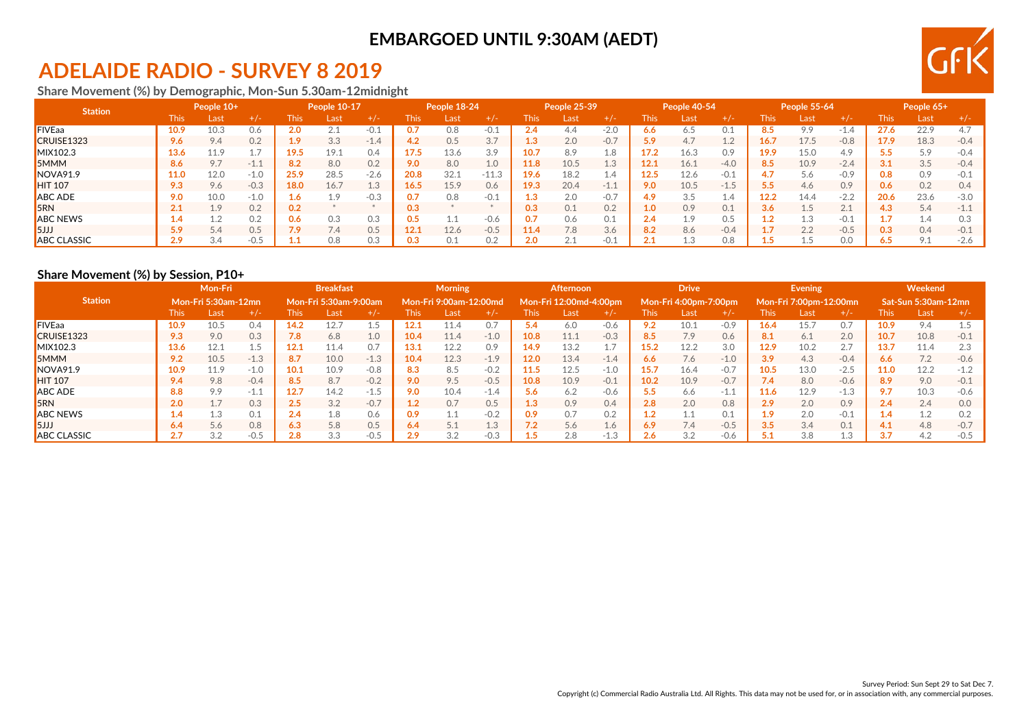**EMBARGOED UNTIL 9:30AM (AEDT)**

# ADELAIDE RADIO - SURVEY 8 2019

## Share Movement (%) by Demographic, Mon-Sun 5.30am-12midnight

| Station | People 10+ | | | People 10-17 | | | People 18-24 | | | People 25-39 | | | People 40-54 | | | People 55-64 | | | People 65+ | | |
|---|---|---|---|---|---|---|---|---|---|---|---|---|---|---|---|---|---|---|---|---|---|
| | This | Last | +/- | This | Last | +/- | This | Last | +/- | This | Last | +/- | This | Last | +/- | This | Last | +/- | This | Last | +/- |
| FIVEaa | 10.9 | 10.3 | 0.6 | 2.0 | 2.1 | -0.1 | 0.7 | 0.8 | -0.1 | 2.4 | 4.4 | -2.0 | 6.6 | 6.5 | 0.1 | 8.5 | 9.9 | -1.4 | 27.6 | 22.9 | 4.7 |
| CRUISE1323 | 9.6 | 9.4 | 0.2 | 1.9 | 3.3 | -1.4 | 4.2 | 0.5 | 3.7 | 1.3 | 2.0 | -0.7 | 5.9 | 4.7 | 1.2 | 16.7 | 17.5 | -0.8 | 17.9 | 18.3 | -0.4 |
| MIX102.3 | 13.6 | 11.9 | 1.7 | 19.5 | 19.1 | 0.4 | 17.5 | 13.6 | 3.9 | 10.7 | 8.9 | 1.8 | 17.2 | 16.3 | 0.9 | 19.9 | 15.0 | 4.9 | 5.5 | 5.9 | -0.4 |
| 5MMM | 8.6 | 9.7 | -1.1 | 8.2 | 8.0 | 0.2 | 9.0 | 8.0 | 1.0 | 11.8 | 10.5 | 1.3 | 12.1 | 16.1 | -4.0 | 8.5 | 10.9 | -2.4 | 3.1 | 3.5 | -0.4 |
| NOVA91.9 | 11.0 | 12.0 | -1.0 | 25.9 | 28.5 | -2.6 | 20.8 | 32.1 | -11.3 | 19.6 | 18.2 | 1.4 | 12.5 | 12.6 | -0.1 | 4.7 | 5.6 | -0.9 | 0.8 | 0.9 | -0.1 |
| HIT 107 | 9.3 | 9.6 | -0.3 | 18.0 | 16.7 | 1.3 | 16.5 | 15.9 | 0.6 | 19.3 | 20.4 | -1.1 | 9.0 | 10.5 | -1.5 | 5.5 | 4.6 | 0.9 | 0.6 | 0.2 | 0.4 |
| ABC ADE | 9.0 | 10.0 | -1.0 | 1.6 | 1.9 | -0.3 | 0.7 | 0.8 | -0.1 | 1.3 | 2.0 | -0.7 | 4.9 | 3.5 | 1.4 | 12.2 | 14.4 | -2.2 | 20.6 | 23.6 | -3.0 |
| 5RN | 2.1 | 1.9 | 0.2 | 0.2 | * | * | 0.3 | * | * | 0.3 | 0.1 | 0.2 | 1.0 | 0.9 | 0.1 | 3.6 | 1.5 | 2.1 | 4.3 | 5.4 | -1.1 |
| ABC NEWS | 1.4 | 1.2 | 0.2 | 0.6 | 0.3 | 0.3 | 0.5 | 1.1 | -0.6 | 0.7 | 0.6 | 0.1 | 2.4 | 1.9 | 0.5 | 1.2 | 1.3 | -0.1 | 1.7 | 1.4 | 0.3 |
| 5JJJ | 5.9 | 5.4 | 0.5 | 7.9 | 7.4 | 0.5 | 12.1 | 12.6 | -0.5 | 11.4 | 7.8 | 3.6 | 8.2 | 8.6 | -0.4 | 1.7 | 2.2 | -0.5 | 0.3 | 0.4 | -0.1 |
| ABC CLASSIC | 2.9 | 3.4 | -0.5 | 1.1 | 0.8 | 0.3 | 0.3 | 0.1 | 0.2 | 2.0 | 2.1 | -0.1 | 2.1 | 1.3 | 0.8 | 1.5 | 1.5 | 0.0 | 6.5 | 9.1 | -2.6 |

## Share Movement (%) by Session, P10+

| Station | Mon-Fri | | | Breakfast | | | Morning | | | Afternoon | | | Drive | | | Evening | | | Weekend | | |
|---|---|---|---|---|---|---|---|---|---|---|---|---|---|---|---|---|---|---|---|---|---|
| | Mon-Fri 5:30am-12mn | | | Mon-Fri 5:30am-9:00am | | | Mon-Fri 9:00am-12:00md | | | Mon-Fri 12:00md-4:00pm | | | Mon-Fri 4:00pm-7:00pm | | | Mon-Fri 7:00pm-12:00mn | | | Sat-Sun 5:30am-12mn | | |
| | This | Last | +/- | This | Last | +/- | This | Last | +/- | This | Last | +/- | This | Last | +/- | This | Last | +/- | This | Last | +/- |
| FIVEaa | 10.9 | 10.5 | 0.4 | 14.2 | 12.7 | 1.5 | 12.1 | 11.4 | 0.7 | 5.4 | 6.0 | -0.6 | 9.2 | 10.1 | -0.9 | 16.4 | 15.7 | 0.7 | 10.9 | 9.4 | 1.5 |
| CRUISE1323 | 9.3 | 9.0 | 0.3 | 7.8 | 6.8 | 1.0 | 10.4 | 11.4 | -1.0 | 10.8 | 11.1 | -0.3 | 8.5 | 7.9 | 0.6 | 8.1 | 6.1 | 2.0 | 10.7 | 10.8 | -0.1 |
| MIX102.3 | 13.6 | 12.1 | 1.5 | 12.1 | 11.4 | 0.7 | 13.1 | 12.2 | 0.9 | 14.9 | 13.2 | 1.7 | 15.2 | 12.2 | 3.0 | 12.9 | 10.2 | 2.7 | 13.7 | 11.4 | 2.3 |
| 5MMM | 9.2 | 10.5 | -1.3 | 8.7 | 10.0 | -1.3 | 10.4 | 12.3 | -1.9 | 12.0 | 13.4 | -1.4 | 6.6 | 7.6 | -1.0 | 3.9 | 4.3 | -0.4 | 6.6 | 7.2 | -0.6 |
| NOVA91.9 | 10.9 | 11.9 | -1.0 | 10.1 | 10.9 | -0.8 | 8.3 | 8.5 | -0.2 | 11.5 | 12.5 | -1.0 | 15.7 | 16.4 | -0.7 | 10.5 | 13.0 | -2.5 | 11.0 | 12.2 | -1.2 |
| HIT 107 | 9.4 | 9.8 | -0.4 | 8.5 | 8.7 | -0.2 | 9.0 | 9.5 | -0.5 | 10.8 | 10.9 | -0.1 | 10.2 | 10.9 | -0.7 | 7.4 | 8.0 | -0.6 | 8.9 | 9.0 | -0.1 |
| ABC ADE | 8.8 | 9.9 | -1.1 | 12.7 | 14.2 | -1.5 | 9.0 | 10.4 | -1.4 | 5.6 | 6.2 | -0.6 | 5.5 | 6.6 | -1.1 | 11.6 | 12.9 | -1.3 | 9.7 | 10.3 | -0.6 |
| 5RN | 2.0 | 1.7 | 0.3 | 2.5 | 3.2 | -0.7 | 1.2 | 0.7 | 0.5 | 1.3 | 0.9 | 0.4 | 2.8 | 2.0 | 0.8 | 2.9 | 2.0 | 0.9 | 2.4 | 2.4 | 0.0 |
| ABC NEWS | 1.4 | 1.3 | 0.1 | 2.4 | 1.8 | 0.6 | 0.9 | 1.1 | -0.2 | 0.9 | 0.7 | 0.2 | 1.2 | 1.1 | 0.1 | 1.9 | 2.0 | -0.1 | 1.4 | 1.2 | 0.2 |
| 5JJJ | 6.4 | 5.6 | 0.8 | 6.3 | 5.8 | 0.5 | 6.4 | 5.1 | 1.3 | 7.2 | 5.6 | 1.6 | 6.9 | 7.4 | -0.5 | 3.5 | 3.4 | 0.1 | 4.1 | 4.8 | -0.7 |
| ABC CLASSIC | 2.7 | 3.2 | -0.5 | 2.8 | 3.3 | -0.5 | 2.9 | 3.2 | -0.3 | 1.5 | 2.8 | -1.3 | 2.6 | 3.2 | -0.6 | 5.1 | 3.8 | 1.3 | 3.7 | 4.2 | -0.5 |

Survey Period: Sun Sept 29 to Sat Dec 7.

Copyright (c) Commercial Radio Australia Ltd. All Rights. This data may not be used for, or in association with, any commercial purposes.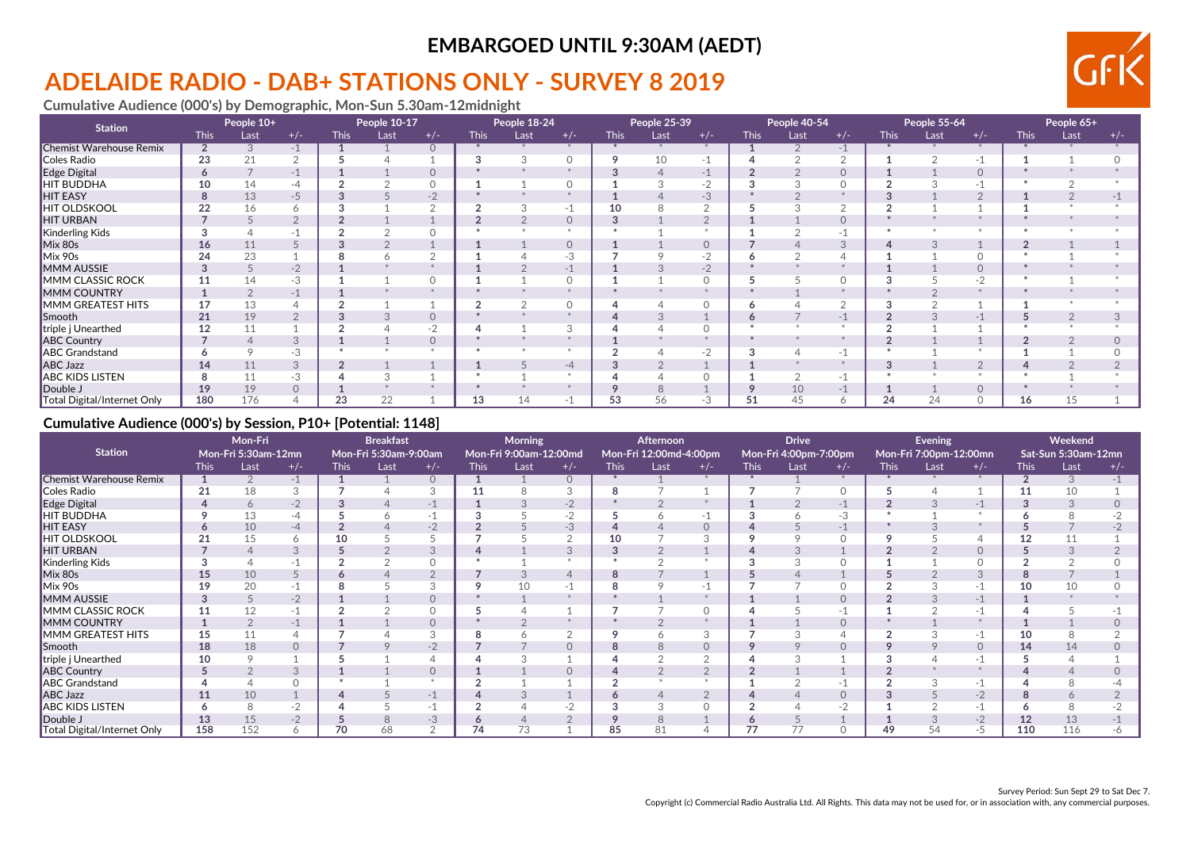**EMBARGOED UNTIL 9:30AM (AEDT)**

# ADELAIDE RADIO - DAB+ STATIONS ONLY - SURVEY 8 2019

### Cumulative Audience (000's) by Demographic, Mon-Sun 5.30am-12midnight

| Station | People 10+ | | | People 10-17 | | | People 18-24 | | | People 25-39 | | | People 40-54 | | | People 55-64 | | | People 65+ | | |
|---|---|---|---|---|---|---|---|---|---|---|---|---|---|---|---|---|---|---|---|---|---|
| | This | Last | +/- | This | Last | +/- | This | Last | +/- | This | Last | +/- | This | Last | +/- | This | Last | +/- | This | Last | +/- |
| Chemist Warehouse Remix | 2 | 3 | -1 | 1 | 1 | 0 | * | * | * | * | * | * | 1 | 2 | -1 | * | * | * | * | * | * |
| Coles Radio | 23 | 21 | 2 | 5 | 4 | 1 | 3 | 3 | 0 | 9 | 10 | -1 | 4 | 2 | 2 | 1 | 2 | -1 | 1 | 1 | 0 |
| Edge Digital | 6 | 7 | -1 | 1 | 1 | 0 | * | * | * | 3 | 4 | -1 | 2 | 2 | 0 | 1 | 1 | 0 | * | * | * |
| HIT BUDDHA | 10 | 14 | -4 | 2 | 2 | 0 | 1 | 1 | 0 | 1 | 3 | -2 | 3 | 3 | 0 | 2 | 3 | -1 | * | 2 | * |
| HIT EASY | 8 | 13 | -5 | 3 | 5 | -2 | * | * | * | 1 | 4 | -3 | * | 2 | * | 3 | 1 | 2 | 1 | 2 | -1 |
| HIT OLDSKOOL | 22 | 16 | 6 | 3 | 1 | 2 | 2 | 3 | -1 | 10 | 8 | 2 | 5 | 3 | 2 | 2 | 1 | 1 | 1 | * | * |
| HIT URBAN | 7 | 5 | 2 | 2 | 1 | 1 | 2 | 2 | 0 | 3 | 1 | 2 | 1 | 1 | 0 | * | * | * | * | * | * |
| Kinderling Kids | 3 | 4 | -1 | 2 | 2 | 0 | * | * | * | * | 1 | * | 1 | 2 | -1 | * | * | * | * | * | * |
| Mix 80s | 16 | 11 | 5 | 3 | 2 | 1 | 1 | 1 | 0 | 1 | 1 | 0 | 7 | 4 | 3 | 4 | 3 | 1 | 2 | 1 | 1 |
| Mix 90s | 24 | 23 | 1 | 8 | 6 | 2 | 1 | 4 | -3 | 7 | 9 | -2 | 6 | 2 | 4 | 1 | 1 | 0 | * | 1 | * |
| MMM AUSSIE | 3 | 5 | -2 | 1 | * | * | 1 | 2 | -1 | 1 | 3 | -2 | * | * | * | 1 | 1 | 0 | * | * | * |
| MMM CLASSIC ROCK | 11 | 14 | -3 | 1 | 1 | 0 | 1 | 1 | 0 | 1 | 1 | 0 | 5 | 5 | 0 | 3 | 5 | -2 | * | 1 | * |
| MMM COUNTRY | 1 | 2 | -1 | 1 | * | * | * | * | * | * | * | * | * | 1 | * | * | 2 | * | * | * | * |
| MMM GREATEST HITS | 17 | 13 | 4 | 2 | 1 | 1 | 2 | 2 | 0 | 4 | 4 | 0 | 6 | 4 | 2 | 3 | 2 | 1 | 1 | * | * |
| Smooth | 21 | 19 | 2 | 3 | 3 | 0 | * | * | * | 4 | 3 | 1 | 6 | 7 | -1 | 2 | 3 | -1 | 5 | 2 | 3 |
| triple j Unearthed | 12 | 11 | 1 | 2 | 4 | -2 | 4 | 1 | 3 | 4 | 4 | 0 | * | * | * | 2 | 1 | 1 | * | * | * |
| ABC Country | 7 | 4 | 3 | 1 | 1 | 0 | * | * | * | 1 | * | * | * | * | * | 2 | 1 | 1 | 2 | 2 | 0 |
| ABC Grandstand | 6 | 9 | -3 | * | * | * | * | * | * | 2 | 4 | -2 | 3 | 4 | -1 | * | 1 | * | 1 | 1 | 0 |
| ABC Jazz | 14 | 11 | 3 | 2 | 1 | 1 | 1 | 5 | -4 | 3 | 2 | 1 | 1 | * | * | 3 | 1 | 2 | 4 | 2 | 2 |
| ABC KIDS LISTEN | 8 | 11 | -3 | 4 | 3 | 1 | * | 1 | * | 4 | 4 | 0 | 1 | 2 | -1 | * | * | * | * | 1 | * |
| Double J | 19 | 19 | 0 | 1 | * | * | * | * | * | 9 | 8 | 1 | 9 | 10 | -1 | 1 | 1 | 0 | * | * | * |
| Total Digital/Internet Only | 180 | 176 | 4 | 23 | 22 | 1 | 13 | 14 | -1 | 53 | 56 | -3 | 51 | 45 | 6 | 24 | 24 | 0 | 16 | 15 | 1 |

### Cumulative Audience (000's) by Session, P10+ [Potential: 1148]

| Station | Mon-Fri Mon-Fri 5:30am-12mn | | | Breakfast Mon-Fri 5:30am-9:00am | | | Morning Mon-Fri 9:00am-12:00md | | | Afternoon Mon-Fri 12:00md-4:00pm | | | Drive Mon-Fri 4:00pm-7:00pm | | | Evening Mon-Fri 7:00pm-12:00mn | | | Weekend Sat-Sun 5:30am-12mn | | |
|---|---|---|---|---|---|---|---|---|---|---|---|---|---|---|---|---|---|---|---|---|---|
| | This | Last | +/- | This | Last | +/- | This | Last | +/- | This | Last | +/- | This | Last | +/- | This | Last | +/- | This | Last | +/- |
| Chemist Warehouse Remix | 1 | 2 | -1 | 1 | 1 | 0 | 1 | 1 | 0 | * | 1 | * | * | 1 | * | * | * | * | 2 | 3 | -1 |
| Coles Radio | 21 | 18 | 3 | 7 | 4 | 3 | 11 | 8 | 3 | 8 | 7 | 1 | 7 | 7 | 0 | 5 | 4 | 1 | 11 | 10 | 1 |
| Edge Digital | 4 | 6 | -2 | 3 | 4 | -1 | 1 | 3 | -2 | * | 2 | * | 1 | 2 | -1 | 2 | 3 | -1 | 3 | 3 | 0 |
| HIT BUDDHA | 9 | 13 | -4 | 5 | 6 | -1 | 3 | 5 | -2 | 5 | 6 | -1 | 3 | 6 | -3 | * | 1 | * | 6 | 8 | -2 |
| HIT EASY | 6 | 10 | -4 | 2 | 4 | -2 | 2 | 5 | -3 | 4 | 4 | 0 | 4 | 5 | -1 | * | 3 | * | 5 | 7 | -2 |
| HIT OLDSKOOL | 21 | 15 | 6 | 10 | 5 | 5 | 7 | 5 | 2 | 10 | 7 | 3 | 9 | 9 | 0 | 9 | 5 | 4 | 12 | 11 | 1 |
| HIT URBAN | 7 | 4 | 3 | 5 | 2 | 3 | 4 | 1 | 3 | 3 | 2 | 1 | 4 | 3 | 1 | 2 | 2 | 0 | 5 | 3 | 2 |
| Kinderling Kids | 3 | 4 | -1 | 2 | 2 | 0 | * | 1 | * | * | 2 | * | 3 | 3 | 0 | 1 | 1 | 0 | 2 | 2 | 0 |
| Mix 80s | 15 | 10 | 5 | 6 | 4 | 2 | 7 | 3 | 4 | 8 | 7 | 1 | 5 | 4 | 1 | 5 | 2 | 3 | 8 | 7 | 1 |
| Mix 90s | 19 | 20 | -1 | 8 | 5 | 3 | 9 | 10 | -1 | 8 | 9 | -1 | 7 | 7 | 0 | 2 | 3 | -1 | 10 | 10 | 0 |
| MMM AUSSIE | 3 | 5 | -2 | 1 | 1 | 0 | * | 1 | * | * | 1 | * | 1 | 1 | 0 | 2 | 3 | -1 | 1 | * | * |
| MMM CLASSIC ROCK | 11 | 12 | -1 | 2 | 2 | 0 | 5 | 4 | 1 | 7 | 7 | 0 | 4 | 5 | -1 | 1 | 2 | -1 | 4 | 5 | -1 |
| MMM COUNTRY | 1 | 2 | -1 | 1 | 1 | 0 | * | 2 | * | * | 2 | * | 1 | 1 | 0 | * | 1 | * | 1 | 1 | 0 |
| MMM GREATEST HITS | 15 | 11 | 4 | 7 | 4 | 3 | 8 | 6 | 2 | 9 | 6 | 3 | 7 | 3 | 4 | 2 | 3 | -1 | 10 | 8 | 2 |
| Smooth | 18 | 18 | 0 | 7 | 9 | -2 | 7 | 7 | 0 | 8 | 8 | 0 | 9 | 9 | 0 | 9 | 9 | 0 | 14 | 14 | 0 |
| triple j Unearthed | 10 | 9 | 1 | 5 | 1 | 4 | 4 | 3 | 1 | 4 | 2 | 2 | 4 | 3 | 1 | 3 | 4 | -1 | 5 | 4 | 1 |
| ABC Country | 5 | 2 | 3 | 1 | 1 | 0 | 1 | 1 | 0 | 4 | 2 | 2 | 2 | 1 | 1 | 2 | * | * | 4 | 4 | 0 |
| ABC Grandstand | 4 | 4 | 0 | * | 1 | * | 2 | 1 | 1 | 2 | * | * | 1 | 2 | -1 | 2 | 3 | -1 | 4 | 8 | -4 |
| ABC Jazz | 11 | 10 | 1 | 4 | 5 | -1 | 4 | 3 | 1 | 6 | 4 | 2 | 4 | 4 | 0 | 3 | 5 | -2 | 8 | 6 | 2 |
| ABC KIDS LISTEN | 6 | 8 | -2 | 4 | 5 | -1 | 2 | 4 | -2 | 3 | 3 | 0 | 2 | 4 | -2 | 1 | 2 | -1 | 6 | 8 | -2 |
| Double J | 13 | 15 | -2 | 5 | 8 | -3 | 6 | 4 | 2 | 9 | 8 | 1 | 6 | 5 | 1 | 1 | 3 | -2 | 12 | 13 | -1 |
| Total Digital/Internet Only | 158 | 152 | 6 | 70 | 68 | 2 | 74 | 73 | 1 | 85 | 81 | 4 | 77 | 77 | 0 | 49 | 54 | -5 | 110 | 116 | -6 |

Survey Period: Sun Sept 29 to Sat Dec 7.

Copyright (c) Commercial Radio Australia Ltd. All Rights. This data may not be used for, or in association with, any commercial purposes.